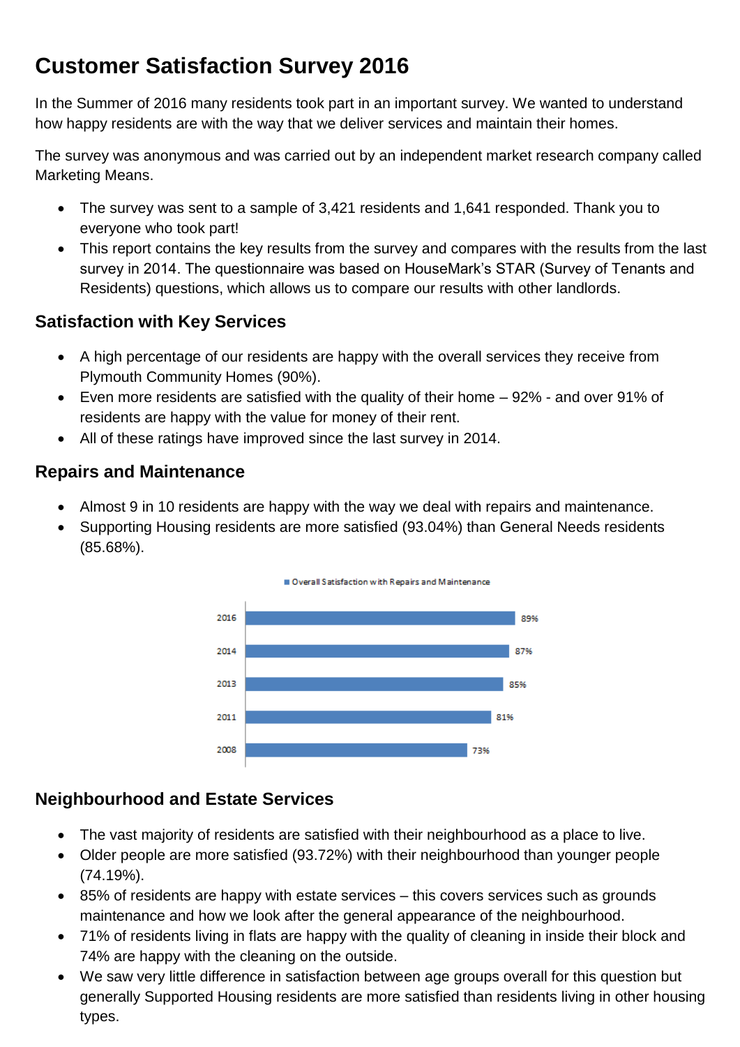# Customer Satisfaction Survey 2016

In the Summer of 2016 many residents took part in an important survey. We wanted to understand how happy residents are with the way that we deliver services and maintain their homes.

The survey was anonymous and was carried out by an independent market research company called Marketing Means.

- The survey was sent to a sample of 3,421 residents and 1,641 responded. Thank you to everyone who took part!
- This report contains the key results from the survey and compares with the results from the last survey in 2014. The questionnaire was based on HouseMark's STAR (Survey of Tenants and Residents) questions, which allows us to compare our results with other landlords.

## Satisfaction with Key Services

- A high percentage of our residents are happy with the overall services they receive from Plymouth Community Homes (90%).
- Even more residents are satisfied with the quality of their home – 92% - and over 91% of residents are happy with the value for money of their rent.
- All of these ratings have improved since the last survey in 2014.

## Repairs and Maintenance

- Almost 9 in 10 residents are happy with the way we deal with repairs and maintenance.
- Supporting Housing residents are more satisfied (93.04%) than General Needs residents (85.68%).

| Year | Overall Satisfaction with Repairs and Maintenance |
|---|---|
| 2016 | 89% |
| 2014 | 87% |
| 2013 | 85% |
| 2011 | 81% |
| 2008 | 73% |

## Neighbourhood and Estate Services

- The vast majority of residents are satisfied with their neighbourhood as a place to live.
- Older people are more satisfied (93.72%) with their neighbourhood than younger people (74.19%).
- 85% of residents are happy with estate services – this covers services such as grounds maintenance and how we look after the general appearance of the neighbourhood.
- 71% of residents living in flats are happy with the quality of cleaning in inside their block and 74% are happy with the cleaning on the outside.
- We saw very little difference in satisfaction between age groups overall for this question but generally Supported Housing residents are more satisfied than residents living in other housing types.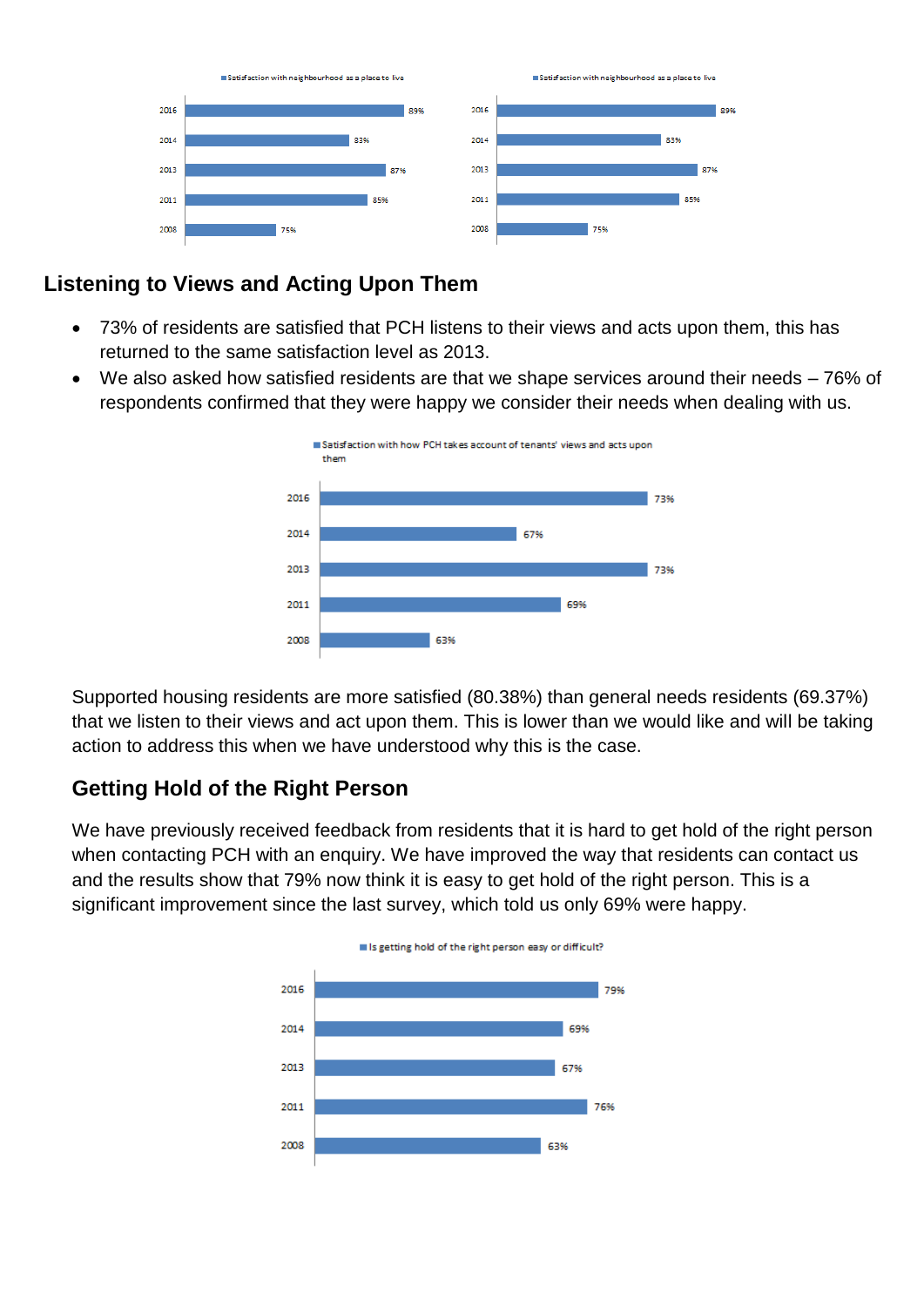Satisfaction with neighbourhood as a place to live

| Year | % |
|---|---|
| 2016 | 89% |
| 2014 | 83% |
| 2013 | 87% |
| 2011 | 85% |
| 2008 | 75% |

Satisfaction with neighbourhood as a place to live

| Year | % |
|---|---|
| 2016 | 89% |
| 2014 | 83% |
| 2013 | 87% |
| 2011 | 85% |
| 2008 | 75% |

## Listening to Views and Acting Upon Them

- 73% of residents are satisfied that PCH listens to their views and acts upon them, this has returned to the same satisfaction level as 2013.
- We also asked how satisfied residents are that we shape services around their needs – 76% of respondents confirmed that they were happy we consider their needs when dealing with us.

Satisfaction with how PCH takes account of tenants' views and acts upon them

| Year | % |
|---|---|
| 2016 | 73% |
| 2014 | 67% |
| 2013 | 73% |
| 2011 | 69% |
| 2008 | 63% |

Supported housing residents are more satisfied (80.38%) than general needs residents (69.37%) that we listen to their views and act upon them. This is lower than we would like and will be taking action to address this when we have understood why this is the case.

## Getting Hold of the Right Person

We have previously received feedback from residents that it is hard to get hold of the right person when contacting PCH with an enquiry. We have improved the way that residents can contact us and the results show that 79% now think it is easy to get hold of the right person. This is a significant improvement since the last survey, which told us only 69% were happy.

Is getting hold of the right person easy or difficult?

| Year | % |
|---|---|
| 2016 | 79% |
| 2014 | 69% |
| 2013 | 67% |
| 2011 | 76% |
| 2008 | 63% |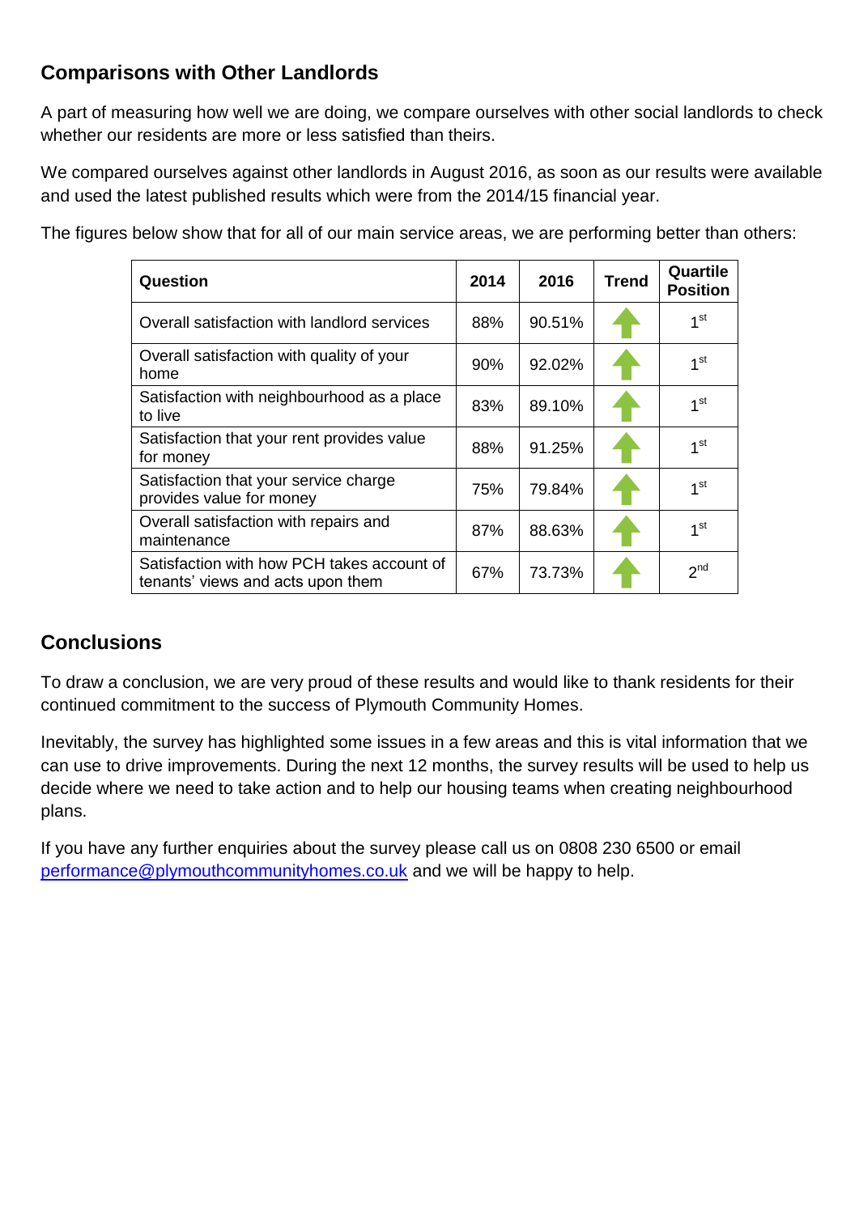## Comparisons with Other Landlords

A part of measuring how well we are doing, we compare ourselves with other social landlords to check whether our residents are more or less satisfied than theirs.

We compared ourselves against other landlords in August 2016, as soon as our results were available and used the latest published results which were from the 2014/15 financial year.

The figures below show that for all of our main service areas, we are performing better than others:

| Question | 2014 | 2016 | Trend | Quartile Position |
|---|---|---|---|---|
| Overall satisfaction with landlord services | 88% | 90.51% | ↑ | 1st |
| Overall satisfaction with quality of your home | 90% | 92.02% | ↑ | 1st |
| Satisfaction with neighbourhood as a place to live | 83% | 89.10% | ↑ | 1st |
| Satisfaction that your rent provides value for money | 88% | 91.25% | ↑ | 1st |
| Satisfaction that your service charge provides value for money | 75% | 79.84% | ↑ | 1st |
| Overall satisfaction with repairs and maintenance | 87% | 88.63% | ↑ | 1st |
| Satisfaction with how PCH takes account of tenants' views and acts upon them | 67% | 73.73% | ↑ | 2nd |

## Conclusions

To draw a conclusion, we are very proud of these results and would like to thank residents for their continued commitment to the success of Plymouth Community Homes.

Inevitably, the survey has highlighted some issues in a few areas and this is vital information that we can use to drive improvements. During the next 12 months, the survey results will be used to help us decide where we need to take action and to help our housing teams when creating neighbourhood plans.

If you have any further enquiries about the survey please call us on 0808 230 6500 or email performance@plymouthcommunityhomes.co.uk and we will be happy to help.